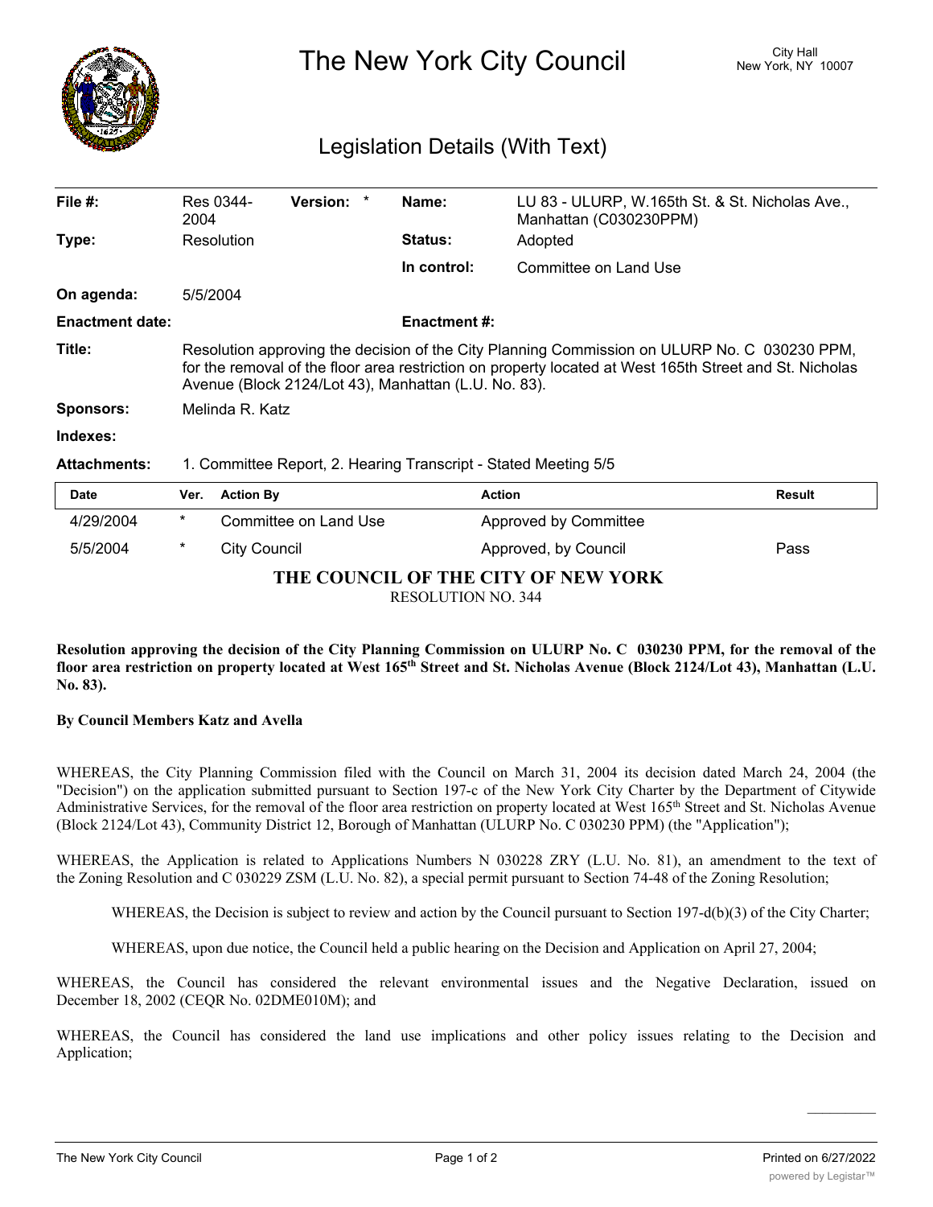# The New York City Council

City Hall
New York, NY 10007

## Legislation Details (With Text)

| | | | | | |
|---|---|---|---|---|---|
| **File #:** | Res 0344-2004 | **Version:** * | | **Name:** | LU 83 - ULURP, W.165th St. & St. Nicholas Ave., Manhattan (C030230PPM) |
| **Type:** | Resolution | | | **Status:** | Adopted |
| | | | | **In control:** | Committee on Land Use |
| **On agenda:** | 5/5/2004 | | | | |
| **Enactment date:** | | | | **Enactment #:** | |

**Title:** Resolution approving the decision of the City Planning Commission on ULURP No. C 030230 PPM, for the removal of the floor area restriction on property located at West 165th Street and St. Nicholas Avenue (Block 2124/Lot 43), Manhattan (L.U. No. 83).

**Sponsors:** Melinda R. Katz

**Indexes:**

**Attachments:** 1. Committee Report, 2. Hearing Transcript - Stated Meeting 5/5

| Date | Ver. | Action By | Action | Result |
|---|---|---|---|---|
| 4/29/2004 | * | Committee on Land Use | Approved by Committee | |
| 5/5/2004 | * | City Council | Approved, by Council | Pass |

**THE COUNCIL OF THE CITY OF NEW YORK**

RESOLUTION NO. 344

**Resolution approving the decision of the City Planning Commission on ULURP No. C 030230 PPM, for the removal of the floor area restriction on property located at West 165th Street and St. Nicholas Avenue (Block 2124/Lot 43), Manhattan (L.U. No. 83).**

**By Council Members Katz and Avella**

WHEREAS, the City Planning Commission filed with the Council on March 31, 2004 its decision dated March 24, 2004 (the "Decision") on the application submitted pursuant to Section 197-c of the New York City Charter by the Department of Citywide Administrative Services, for the removal of the floor area restriction on property located at West 165th Street and St. Nicholas Avenue (Block 2124/Lot 43), Community District 12, Borough of Manhattan (ULURP No. C 030230 PPM) (the "Application");

WHEREAS, the Application is related to Applications Numbers N 030228 ZRY (L.U. No. 81), an amendment to the text of the Zoning Resolution and C 030229 ZSM (L.U. No. 82), a special permit pursuant to Section 74-48 of the Zoning Resolution;

WHEREAS, the Decision is subject to review and action by the Council pursuant to Section 197-d(b)(3) of the City Charter;

WHEREAS, upon due notice, the Council held a public hearing on the Decision and Application on April 27, 2004;

WHEREAS, the Council has considered the relevant environmental issues and the Negative Declaration, issued on December 18, 2002 (CEQR No. 02DME010M); and

WHEREAS, the Council has considered the land use implications and other policy issues relating to the Decision and Application;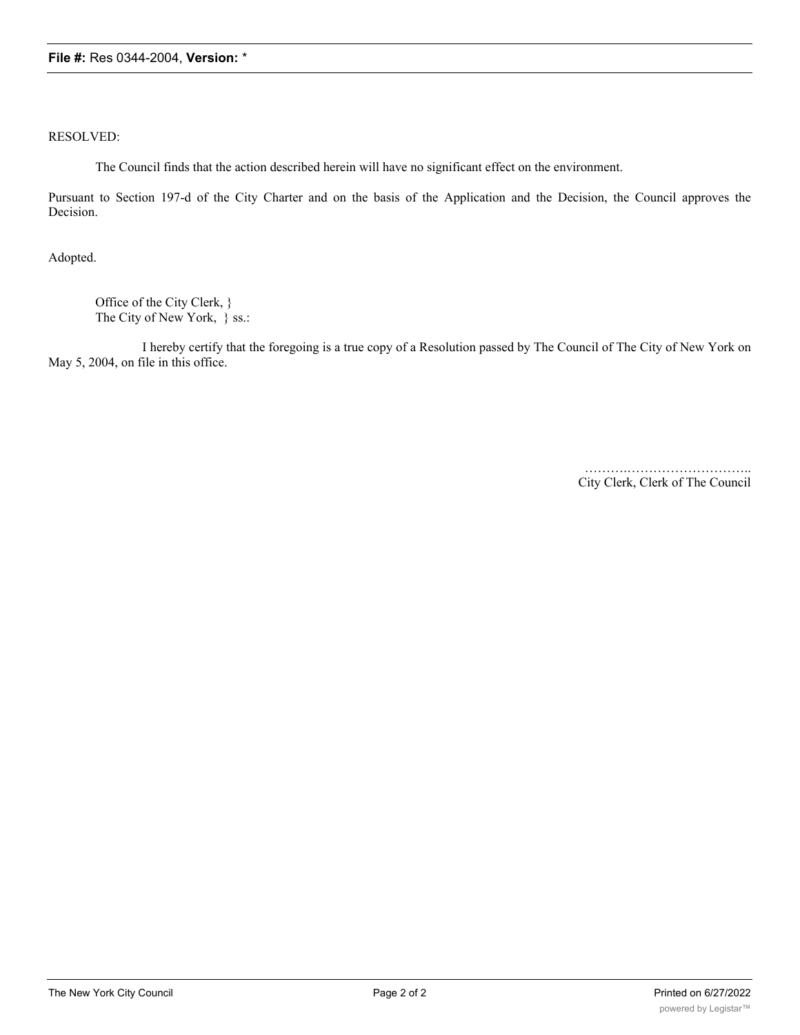RESOLVED:

The Council finds that the action described herein will have no significant effect on the environment.

Pursuant to Section 197-d of the City Charter and on the basis of the Application and the Decision, the Council approves the Decision.

Adopted.

Office of the City Clerk, }
The City of New York, } ss.:

I hereby certify that the foregoing is a true copy of a Resolution passed by The Council of The City of New York on May 5, 2004, on file in this office.

……….………………………..
City Clerk, Clerk of The Council